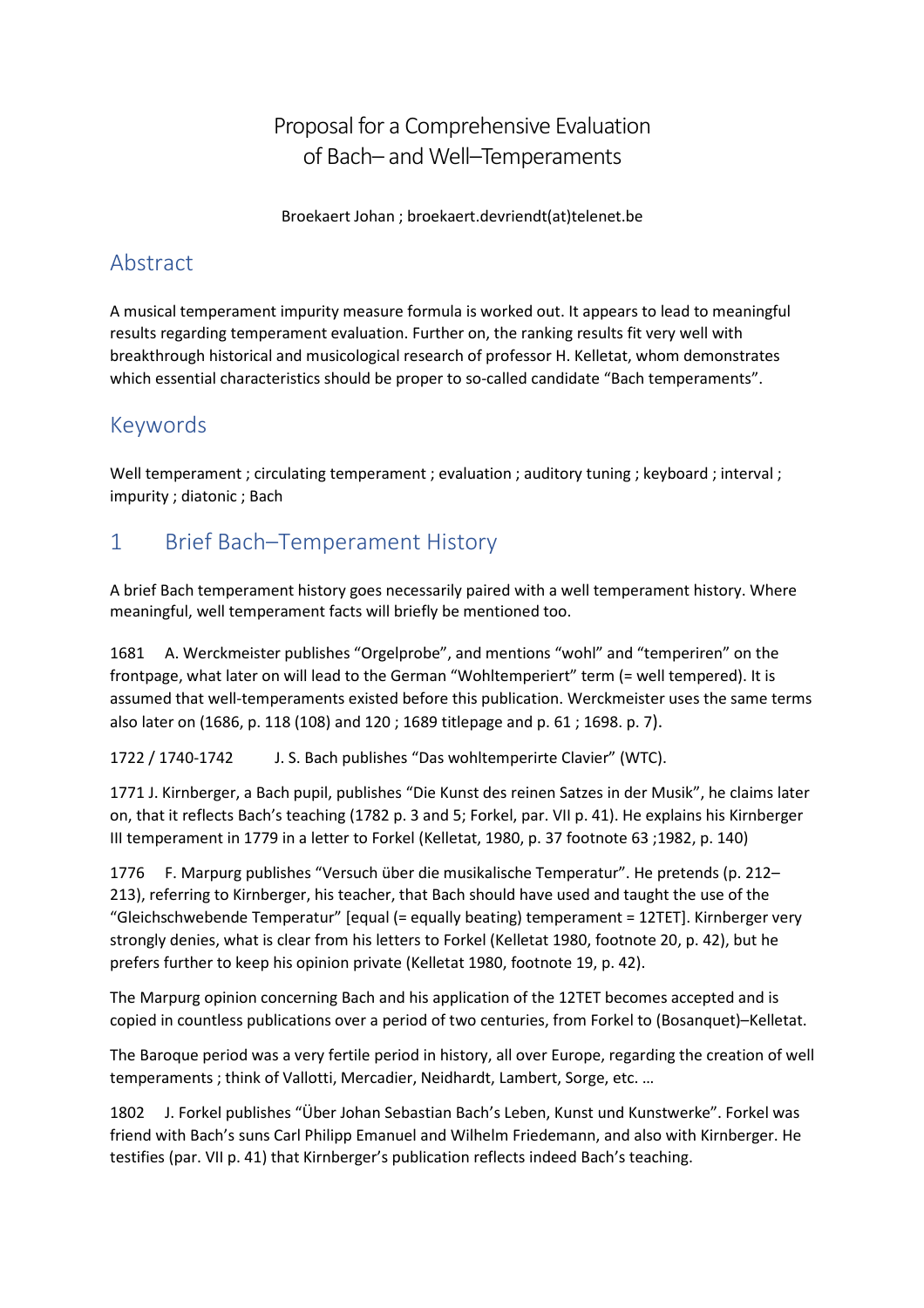# Proposal for a Comprehensive Evaluation of Bach– and Well–Temperaments

Broekaert Johan ; broekaert.devriendt(at)telenet.be

## Abstract

A musical temperament impurity measure formula is worked out. It appears to lead to meaningful results regarding temperament evaluation. Further on, the ranking results fit very well with breakthrough historical and musicological research of professor H. Kelletat, whom demonstrates which essential characteristics should be proper to so-called candidate "Bach temperaments".

## Keywords

Well temperament ; circulating temperament ; evaluation ; auditory tuning ; keyboard ; interval ; impurity ; diatonic ; Bach

## 1 Brief Bach–Temperament History

A brief Bach temperament history goes necessarily paired with a well temperament history. Where meaningful, well temperament facts will briefly be mentioned too.

1681 A. Werckmeister publishes "Orgelprobe", and mentions "wohl" and "temperiren" on the frontpage, what later on will lead to the German "Wohltemperiert" term (= well tempered). It is assumed that well-temperaments existed before this publication. Werckmeister uses the same terms also later on (1686, p. 118 (108) and 120 ; 1689 titlepage and p. 61 ; 1698. p. 7).

1722 / 1740-1742 J. S. Bach publishes "Das wohltemperirte Clavier" (WTC).

1771 J. Kirnberger, a Bach pupil, publishes "Die Kunst des reinen Satzes in der Musik", he claims later on, that it reflects Bach's teaching (1782 p. 3 and 5; Forkel, par. VII p. 41). He explains his Kirnberger III temperament in 1779 in a letter to Forkel (Kelletat, 1980, p. 37 footnote 63 ;1982, p. 140)

1776 F. Marpurg publishes "Versuch über die musikalische Temperatur". He pretends (p. 212–213), referring to Kirnberger, his teacher, that Bach should have used and taught the use of the "Gleichschwebende Temperatur" [equal (= equally beating) temperament = 12TET]. Kirnberger very strongly denies, what is clear from his letters to Forkel (Kelletat 1980, footnote 20, p. 42), but he prefers further to keep his opinion private (Kelletat 1980, footnote 19, p. 42).

The Marpurg opinion concerning Bach and his application of the 12TET becomes accepted and is copied in countless publications over a period of two centuries, from Forkel to (Bosanquet)–Kelletat.

The Baroque period was a very fertile period in history, all over Europe, regarding the creation of well temperaments ; think of Vallotti, Mercadier, Neidhardt, Lambert, Sorge, etc. …

1802 J. Forkel publishes "Über Johan Sebastian Bach's Leben, Kunst und Kunstwerke". Forkel was friend with Bach's suns Carl Philipp Emanuel and Wilhelm Friedemann, and also with Kirnberger. He testifies (par. VII p. 41) that Kirnberger's publication reflects indeed Bach's teaching.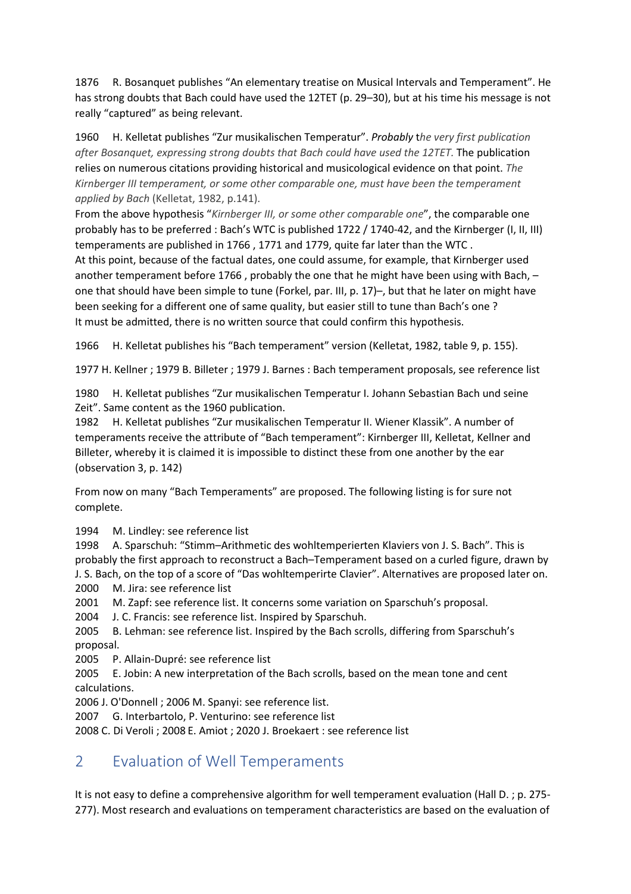1876 R. Bosanquet publishes "An elementary treatise on Musical Intervals and Temperament". He has strong doubts that Bach could have used the 12TET (p. 29–30), but at his time his message is not really "captured" as being relevant.

1960 H. Kelletat publishes "Zur musikalischen Temperatur". ***Probably*** *the very first publication after Bosanquet, expressing strong doubts that Bach could have used the 12TET.* The publication relies on numerous citations providing historical and musicological evidence on that point. *The Kirnberger III temperament, or some other comparable one, must have been the temperament applied by Bach* (Kelletat, 1982, p.141).
From the above hypothesis "*Kirnberger III, or some other comparable one*", the comparable one probably has to be preferred : Bach's WTC is published 1722 / 1740-42, and the Kirnberger (I, II, III) temperaments are published in 1766 , 1771 and 1779, quite far later than the WTC .
At this point, because of the factual dates, one could assume, for example, that Kirnberger used another temperament before 1766 , probably the one that he might have been using with Bach, – one that should have been simple to tune (Forkel, par. III, p. 17)–, but that he later on might have been seeking for a different one of same quality, but easier still to tune than Bach's one ?
It must be admitted, there is no written source that could confirm this hypothesis.

1966 H. Kelletat publishes his "Bach temperament" version (Kelletat, 1982, table 9, p. 155).

1977 H. Kellner ; 1979 B. Billeter ; 1979 J. Barnes : Bach temperament proposals, see reference list

1980 H. Kelletat publishes "Zur musikalischen Temperatur I. Johann Sebastian Bach und seine Zeit". Same content as the 1960 publication.
1982 H. Kelletat publishes "Zur musikalischen Temperatur II. Wiener Klassik". A number of temperaments receive the attribute of "Bach temperament": Kirnberger III, Kelletat, Kellner and Billeter, whereby it is claimed it is impossible to distinct these from one another by the ear (observation 3, p. 142)

From now on many "Bach Temperaments" are proposed. The following listing is for sure not complete.

1994 M. Lindley: see reference list
1998 A. Sparschuh: "Stimm–Arithmetic des wohltemperierten Klaviers von J. S. Bach". This is probably the first approach to reconstruct a Bach–Temperament based on a curled figure, drawn by J. S. Bach, on the top of a score of "Das wohltemperirte Clavier". Alternatives are proposed later on.
2000 M. Jira: see reference list
2001 M. Zapf: see reference list. It concerns some variation on Sparschuh's proposal.
2004 J. C. Francis: see reference list. Inspired by Sparschuh.
2005 B. Lehman: see reference list. Inspired by the Bach scrolls, differing from Sparschuh's proposal.
2005 P. Allain-Dupré: see reference list
2005 E. Jobin: A new interpretation of the Bach scrolls, based on the mean tone and cent calculations.
2006 J. O'Donnell ; 2006 M. Spanyi: see reference list.
2007 G. Interbartolo, P. Venturino: see reference list
2008 C. Di Veroli ; 2008 E. Amiot ; 2020 J. Broekaert : see reference list

## 2 Evaluation of Well Temperaments

It is not easy to define a comprehensive algorithm for well temperament evaluation (Hall D. ; p. 275-277). Most research and evaluations on temperament characteristics are based on the evaluation of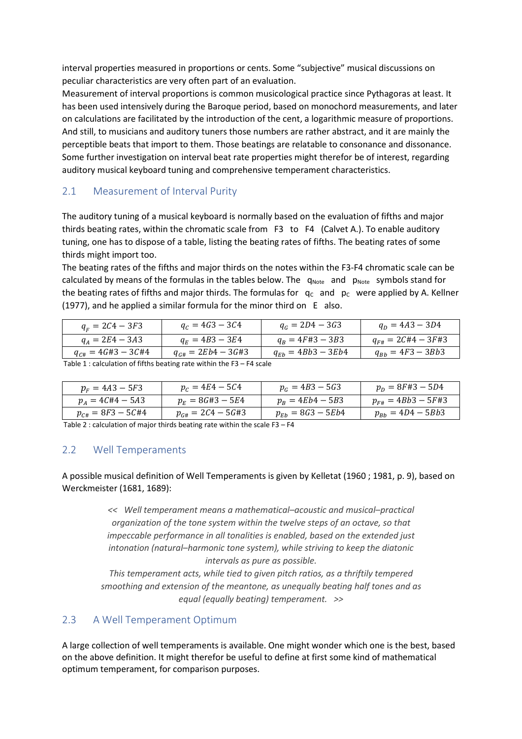interval properties measured in proportions or cents. Some "subjective" musical discussions on peculiar characteristics are very often part of an evaluation.
Measurement of interval proportions is common musicological practice since Pythagoras at least. It has been used intensively during the Baroque period, based on monochord measurements, and later on calculations are facilitated by the introduction of the cent, a logarithmic measure of proportions. And still, to musicians and auditory tuners those numbers are rather abstract, and it are mainly the perceptible beats that import to them. Those beatings are relatable to consonance and dissonance. Some further investigation on interval beat rate properties might therefor be of interest, regarding auditory musical keyboard tuning and comprehensive temperament characteristics.

## 2.1 Measurement of Interval Purity

The auditory tuning of a musical keyboard is normally based on the evaluation of fifths and major thirds beating rates, within the chromatic scale from F3 to F4 (Calvet A.). To enable auditory tuning, one has to dispose of a table, listing the beating rates of fifths. The beating rates of some thirds might import too.
The beating rates of the fifths and major thirds on the notes within the F3-F4 chromatic scale can be calculated by means of the formulas in the tables below. The $q_{Note}$ and $p_{Note}$ symbols stand for the beating rates of fifths and major thirds. The formulas for $q_C$ and $p_C$ were applied by A. Kellner (1977), and he applied a similar formula for the minor third on E also.

| | | | |
|---|---|---|---|
| $q_F = 2C4 - 3F3$ | $q_C = 4G3 - 3C4$ | $q_G = 2D4 - 3G3$ | $q_D = 4A3 - 3D4$ |
| $q_A = 2E4 - 3A3$ | $q_E = 4B3 - 3E4$ | $q_B = 4F\#3 - 3B3$ | $q_{F\#} = 2C\#4 - 3F\#3$ |
| $q_{C\#} = 4G\#3 - 3C\#4$ | $q_{G\#} = 2Eb4 - 3G\#3$ | $q_{Eb} = 4Bb3 - 3Eb4$ | $q_{Bb} = 4F3 - 3Bb3$ |

Table 1 : calculation of fifths beating rate within the F3 – F4 scale

| | | | |
|---|---|---|---|
| $p_F = 4A3 - 5F3$ | $p_C = 4E4 - 5C4$ | $p_G = 4B3 - 5G3$ | $p_D = 8F\#3 - 5D4$ |
| $p_A = 4C\#4 - 5A3$ | $p_E = 8G\#3 - 5E4$ | $p_B = 4Eb4 - 5B3$ | $p_{F\#} = 4Bb3 - 5F\#3$ |
| $p_{C\#} = 8F3 - 5C\#4$ | $p_{G\#} = 2C4 - 5G\#3$ | $p_{Eb} = 8G3 - 5Eb4$ | $p_{Bb} = 4D4 - 5Bb3$ |

Table 2 : calculation of major thirds beating rate within the scale F3 – F4

## 2.2 Well Temperaments

A possible musical definition of Well Temperaments is given by Kelletat (1960 ; 1981, p. 9), based on Werckmeister (1681, 1689):

> << *Well temperament means a mathematical–acoustic and musical–practical organization of the tone system within the twelve steps of an octave, so that impeccable performance in all tonalities is enabled, based on the extended just intonation (natural–harmonic tone system), while striving to keep the diatonic intervals as pure as possible.*
> *This temperament acts, while tied to given pitch ratios, as a thriftily tempered smoothing and extension of the meantone, as unequally beating half tones and as equal (equally beating) temperament.* >>

## 2.3 A Well Temperament Optimum

A large collection of well temperaments is available. One might wonder which one is the best, based on the above definition. It might therefor be useful to define at first some kind of mathematical optimum temperament, for comparison purposes.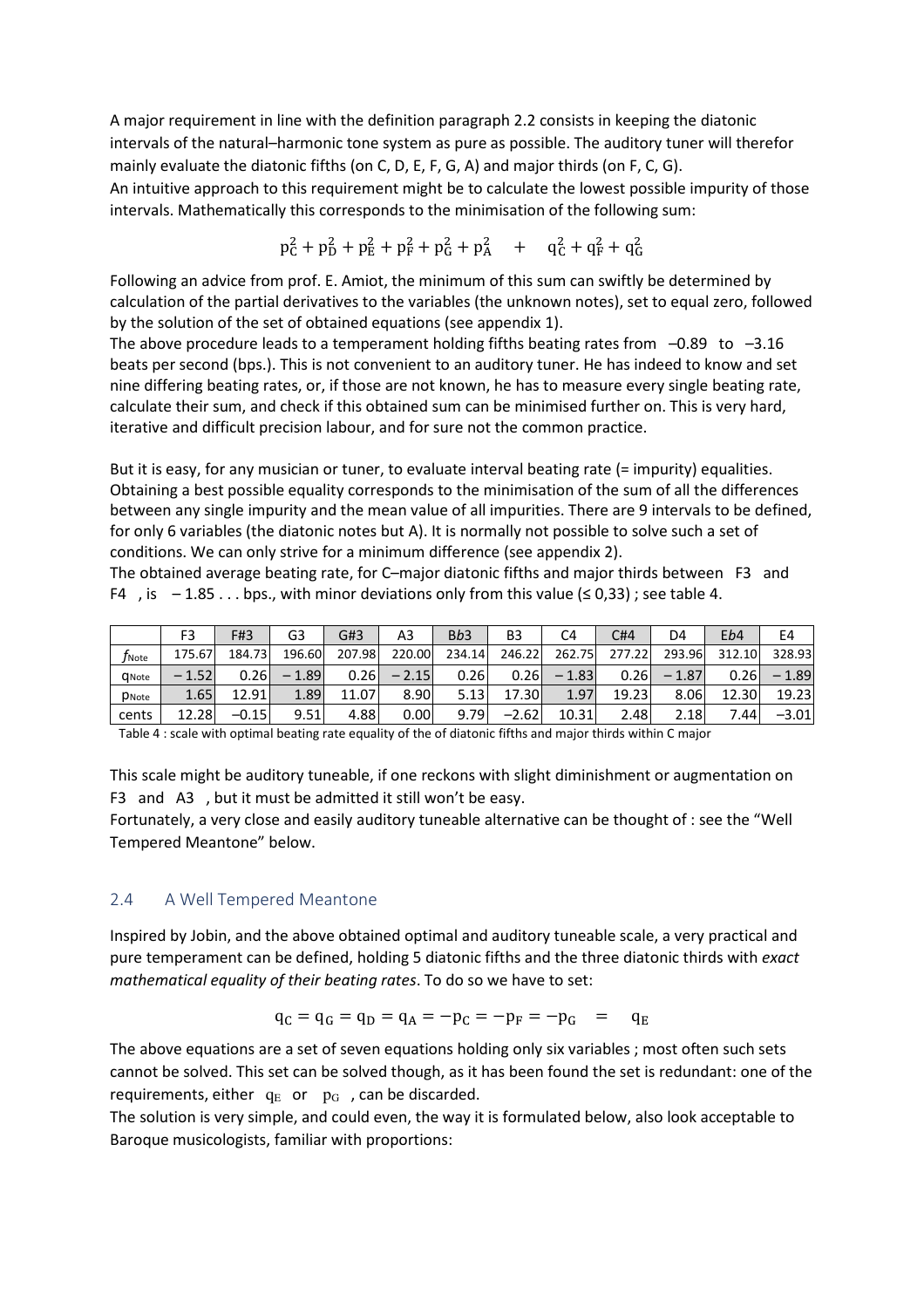A major requirement in line with the definition paragraph 2.2 consists in keeping the diatonic intervals of the natural–harmonic tone system as pure as possible. The auditory tuner will therefor mainly evaluate the diatonic fifths (on C, D, E, F, G, A) and major thirds (on F, C, G).
An intuitive approach to this requirement might be to calculate the lowest possible impurity of those intervals. Mathematically this corresponds to the minimisation of the following sum:

$$p_C^2 + p_D^2 + p_E^2 + p_F^2 + p_G^2 + p_A^2 \quad + \quad q_C^2 + q_F^2 + q_G^2$$

Following an advice from prof. E. Amiot, the minimum of this sum can swiftly be determined by calculation of the partial derivatives to the variables (the unknown notes), set to equal zero, followed by the solution of the set of obtained equations (see appendix 1).
The above procedure leads to a temperament holding fifths beating rates from –0.89 to –3.16 beats per second (bps.). This is not convenient to an auditory tuner. He has indeed to know and set nine differing beating rates, or, if those are not known, he has to measure every single beating rate, calculate their sum, and check if this obtained sum can be minimised further on. This is very hard, iterative and difficult precision labour, and for sure not the common practice.

But it is easy, for any musician or tuner, to evaluate interval beating rate (= impurity) equalities. Obtaining a best possible equality corresponds to the minimisation of the sum of all the differences between any single impurity and the mean value of all impurities. There are 9 intervals to be defined, for only 6 variables (the diatonic notes but A). It is normally not possible to solve such a set of conditions. We can only strive for a minimum difference (see appendix 2).
The obtained average beating rate, for C–major diatonic fifths and major thirds between F3 and F4 , is – 1.85 . . . bps., with minor deviations only from this value (≤ 0,33) ; see table 4.

| | F3 | F#3 | G3 | G#3 | A3 | B*b*3 | B3 | C4 | C#4 | D4 | E*b*4 | E4 |
|---|---|---|---|---|---|---|---|---|---|---|---|---|
| $f_{Note}$ | 175.67 | 184.73 | 196.60 | 207.98 | 220.00 | 234.14 | 246.22 | 262.75 | 277.22 | 293.96 | 312.10 | 328.93 |
| $q_{Note}$ | – 1.52 | 0.26 | – 1.89 | 0.26 | – 2.15 | 0.26 | 0.26 | – 1.83 | 0.26 | – 1.87 | 0.26 | – 1.89 |
| $p_{Note}$ | 1.65 | 12.91 | 1.89 | 11.07 | 8.90 | 5.13 | 17.30 | 1.97 | 19.23 | 8.06 | 12.30 | 19.23 |
| cents | 12.28 | –0.15 | 9.51 | 4.88 | 0.00 | 9.79 | –2.62 | 10.31 | 2.48 | 2.18 | 7.44 | –3.01 |

Table 4 : scale with optimal beating rate equality of the of diatonic fifths and major thirds within C major

This scale might be auditory tuneable, if one reckons with slight diminishment or augmentation on F3 and A3 , but it must be admitted it still won't be easy.
Fortunately, a very close and easily auditory tuneable alternative can be thought of : see the "Well Tempered Meantone" below.

## 2.4 A Well Tempered Meantone

Inspired by Jobin, and the above obtained optimal and auditory tuneable scale, a very practical and pure temperament can be defined, holding 5 diatonic fifths and the three diatonic thirds with *exact mathematical equality of their beating rates*. To do so we have to set:

$$q_C = q_G = q_D = q_A = -p_C = -p_F = -p_G \quad = \quad q_E$$

The above equations are a set of seven equations holding only six variables ; most often such sets cannot be solved. This set can be solved though, as it has been found the set is redundant: one of the requirements, either $q_E$ or $p_G$ , can be discarded.
The solution is very simple, and could even, the way it is formulated below, also look acceptable to Baroque musicologists, familiar with proportions: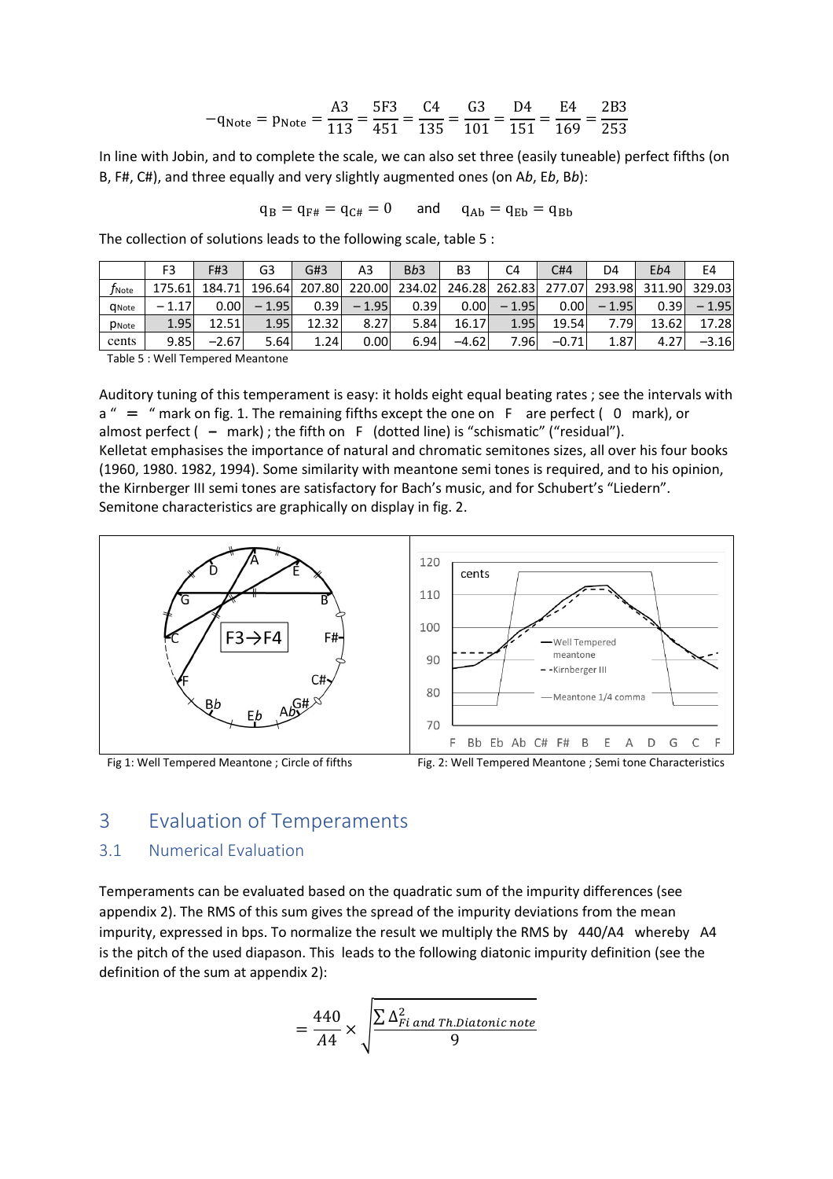$$-q_{Note} = p_{Note} = \frac{A3}{113} = \frac{5F3}{451} = \frac{C4}{135} = \frac{G3}{101} = \frac{D4}{151} = \frac{E4}{169} = \frac{2B3}{253}$$

In line with Jobin, and to complete the scale, we can also set three (easily tuneable) perfect fifths (on B, F#, C#), and three equally and very slightly augmented ones (on A*b*, E*b*, B*b*):

$$q_B = q_{F\#} = q_{C\#} = 0 \quad \text{and} \quad q_{Ab} = q_{Eb} = q_{Bb}$$

The collection of solutions leads to the following scale, table 5 :

| | F3 | F#3 | G3 | G#3 | A3 | B*b*3 | B3 | C4 | C#4 | D4 | E*b*4 | E4 |
|---|---|---|---|---|---|---|---|---|---|---|---|---|
| $f_{Note}$ | 175.61 | 184.71 | 196.64 | 207.80 | 220.00 | 234.02 | 246.28 | 262.83 | 277.07 | 293.98 | 311.90 | 329.03 |
| $q_{Note}$ | − 1.17 | 0.00 | − 1.95 | 0.39 | − 1.95 | 0.39 | 0.00 | − 1.95 | 0.00 | − 1.95 | 0.39 | − 1.95 |
| $p_{Note}$ | 1.95 | 12.51 | 1.95 | 12.32 | 8.27 | 5.84 | 16.17 | 1.95 | 19.54 | 7.79 | 13.62 | 17.28 |
| cents | 9.85 | −2.67 | 5.64 | 1.24 | 0.00 | 6.94 | −4.62 | 7.96 | −0.71 | 1.87 | 4.27 | −3.16 |

Table 5 : Well Tempered Meantone

Auditory tuning of this temperament is easy: it holds eight equal beating rates ; see the intervals with a " = " mark on fig. 1. The remaining fifths except the one on F are perfect ( 0 mark), or almost perfect ( – mark) ; the fifth on F (dotted line) is "schismatic" ("residual").
Kelletat emphasises the importance of natural and chromatic semitones sizes, all over his four books (1960, 1980. 1982, 1994). Some similarity with meantone semi tones is required, and to his opinion, the Kirnberger III semi tones are satisfactory for Bach's music, and for Schubert's "Liedern". Semitone characteristics are graphically on display in fig. 2.

Fig 1: Well Tempered Meantone ; Circle of fifths

Fig. 2: Well Tempered Meantone ; Semi tone Characteristics

## 3 Evaluation of Temperaments

### 3.1 Numerical Evaluation

Temperaments can be evaluated based on the quadratic sum of the impurity differences (see appendix 2). The RMS of this sum gives the spread of the impurity deviations from the mean impurity, expressed in bps. To normalize the result we multiply the RMS by 440/A4 whereby A4 is the pitch of the used diapason. This leads to the following diatonic impurity definition (see the definition of the sum at appendix 2):

$$= \frac{440}{A4} \times \sqrt{\frac{\sum \Delta^2_{Fi\ and\ Th.Diatonic\ note}}{9}}$$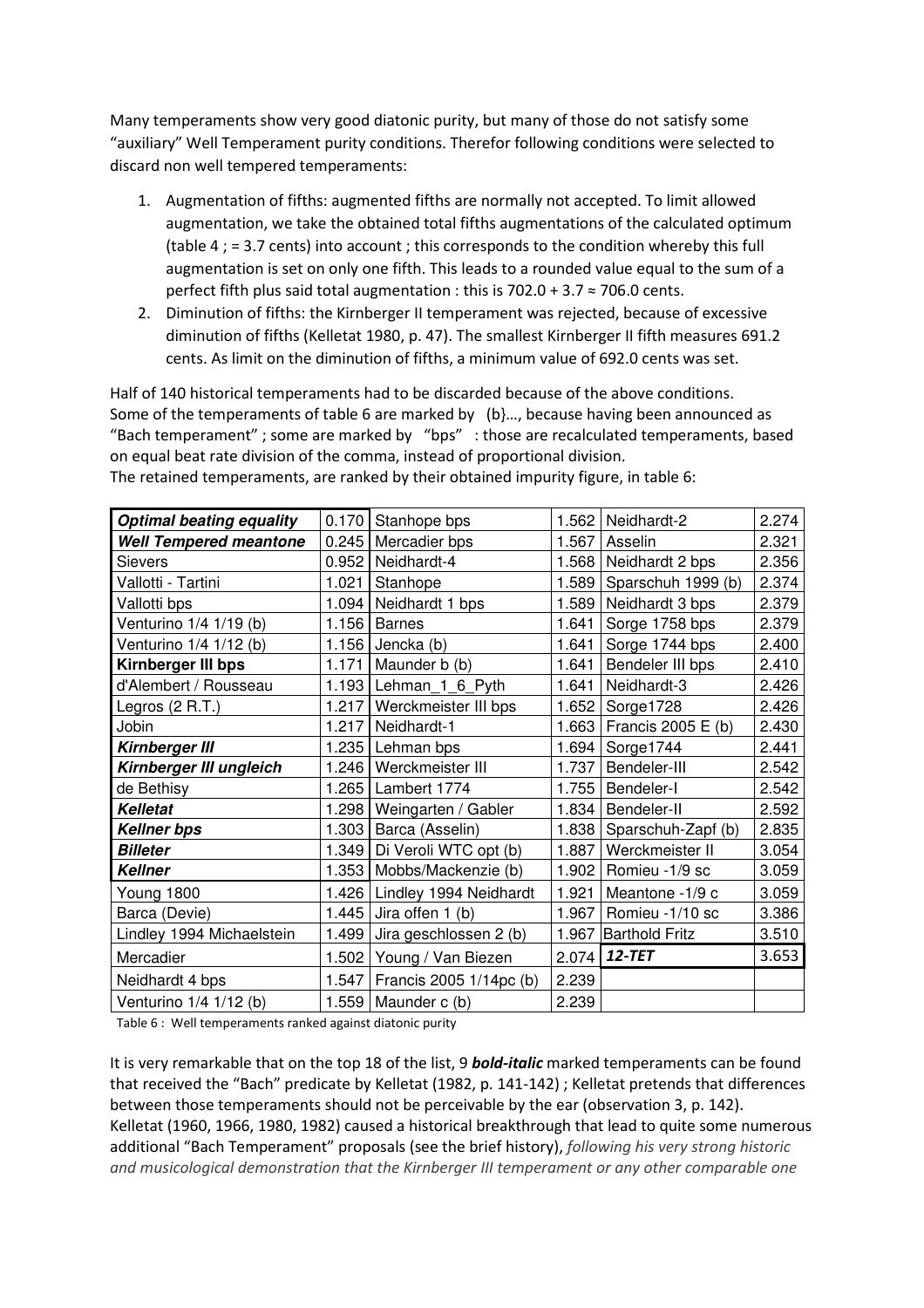Many temperaments show very good diatonic purity, but many of those do not satisfy some "auxiliary" Well Temperament purity conditions. Therefor following conditions were selected to discard non well tempered temperaments:

1. Augmentation of fifths: augmented fifths are normally not accepted. To limit allowed augmentation, we take the obtained total fifths augmentations of the calculated optimum (table 4 ; = 3.7 cents) into account ; this corresponds to the condition whereby this full augmentation is set on only one fifth. This leads to a rounded value equal to the sum of a perfect fifth plus said total augmentation : this is 702.0 + 3.7 ≈ 706.0 cents.
2. Diminution of fifths: the Kirnberger II temperament was rejected, because of excessive diminution of fifths (Kelletat 1980, p. 47). The smallest Kirnberger II fifth measures 691.2 cents. As limit on the diminution of fifths, a minimum value of 692.0 cents was set.

Half of 140 historical temperaments had to be discarded because of the above conditions. Some of the temperaments of table 6 are marked by (b}…, because having been announced as "Bach temperament" ; some are marked by "bps" : those are recalculated temperaments, based on equal beat rate division of the comma, instead of proportional division.
The retained temperaments, are ranked by their obtained impurity figure, in table 6:

| | | | | | |
|---|---|---|---|---|---|
| ***Optimal beating equality*** | 0.170 | Stanhope bps | 1.562 | Neidhardt-2 | 2.274 |
| ***Well Tempered meantone*** | 0.245 | Mercadier bps | 1.567 | Asselin | 2.321 |
| Sievers | 0.952 | Neidhardt-4 | 1.568 | Neidhardt 2 bps | 2.356 |
| Vallotti - Tartini | 1.021 | Stanhope | 1.589 | Sparschuh 1999 (b) | 2.374 |
| Vallotti bps | 1.094 | Neidhardt 1 bps | 1.589 | Neidhardt 3 bps | 2.379 |
| Venturino 1/4 1/19 (b) | 1.156 | Barnes | 1.641 | Sorge 1758 bps | 2.379 |
| Venturino 1/4 1/12 (b) | 1.156 | Jencka (b) | 1.641 | Sorge 1744 bps | 2.400 |
| **Kirnberger III bps** | 1.171 | Maunder b (b) | 1.641 | Bendeler III bps | 2.410 |
| d'Alembert / Rousseau | 1.193 | Lehman_1_6_Pyth | 1.641 | Neidhardt-3 | 2.426 |
| Legros (2 R.T.) | 1.217 | Werckmeister III bps | 1.652 | Sorge1728 | 2.426 |
| Jobin | 1.217 | Neidhardt-1 | 1.663 | Francis 2005 E (b) | 2.430 |
| ***Kirnberger III*** | 1.235 | Lehman bps | 1.694 | Sorge1744 | 2.441 |
| ***Kirnberger III ungleich*** | 1.246 | Werckmeister III | 1.737 | Bendeler-III | 2.542 |
| de Bethisy | 1.265 | Lambert 1774 | 1.755 | Bendeler-I | 2.542 |
| ***Kelletat*** | 1.298 | Weingarten / Gabler | 1.834 | Bendeler-II | 2.592 |
| ***Kellner bps*** | 1.303 | Barca (Asselin) | 1.838 | Sparschuh-Zapf (b) | 2.835 |
| ***Billeter*** | 1.349 | Di Veroli WTC opt (b) | 1.887 | Werckmeister II | 3.054 |
| ***Kellner*** | 1.353 | Mobbs/Mackenzie (b) | 1.902 | Romieu -1/9 sc | 3.059 |
| Young 1800 | 1.426 | Lindley 1994 Neidhardt | 1.921 | Meantone -1/9 c | 3.059 |
| Barca (Devie) | 1.445 | Jira offen 1 (b) | 1.967 | Romieu -1/10 sc | 3.386 |
| Lindley 1994 Michaelstein | 1.499 | Jira geschlossen 2 (b) | 1.967 | Barthold Fritz | 3.510 |
| Mercadier | 1.502 | Young / Van Biezen | 2.074 | ***12-TET*** | 3.653 |
| Neidhardt 4 bps | 1.547 | Francis 2005 1/14pc (b) | 2.239 | | |
| Venturino 1/4 1/12 (b) | 1.559 | Maunder c (b) | 2.239 | | |

Table 6 : Well temperaments ranked against diatonic purity

It is very remarkable that on the top 18 of the list, 9 ***bold-italic*** marked temperaments can be found that received the "Bach" predicate by Kelletat (1982, p. 141-142) ; Kelletat pretends that differences between those temperaments should not be perceivable by the ear (observation 3, p. 142).
Kelletat (1960, 1966, 1980, 1982) caused a historical breakthrough that lead to quite some numerous additional "Bach Temperament" proposals (see the brief history), *following his very strong historic and musicological demonstration that the Kirnberger III temperament or any other comparable one*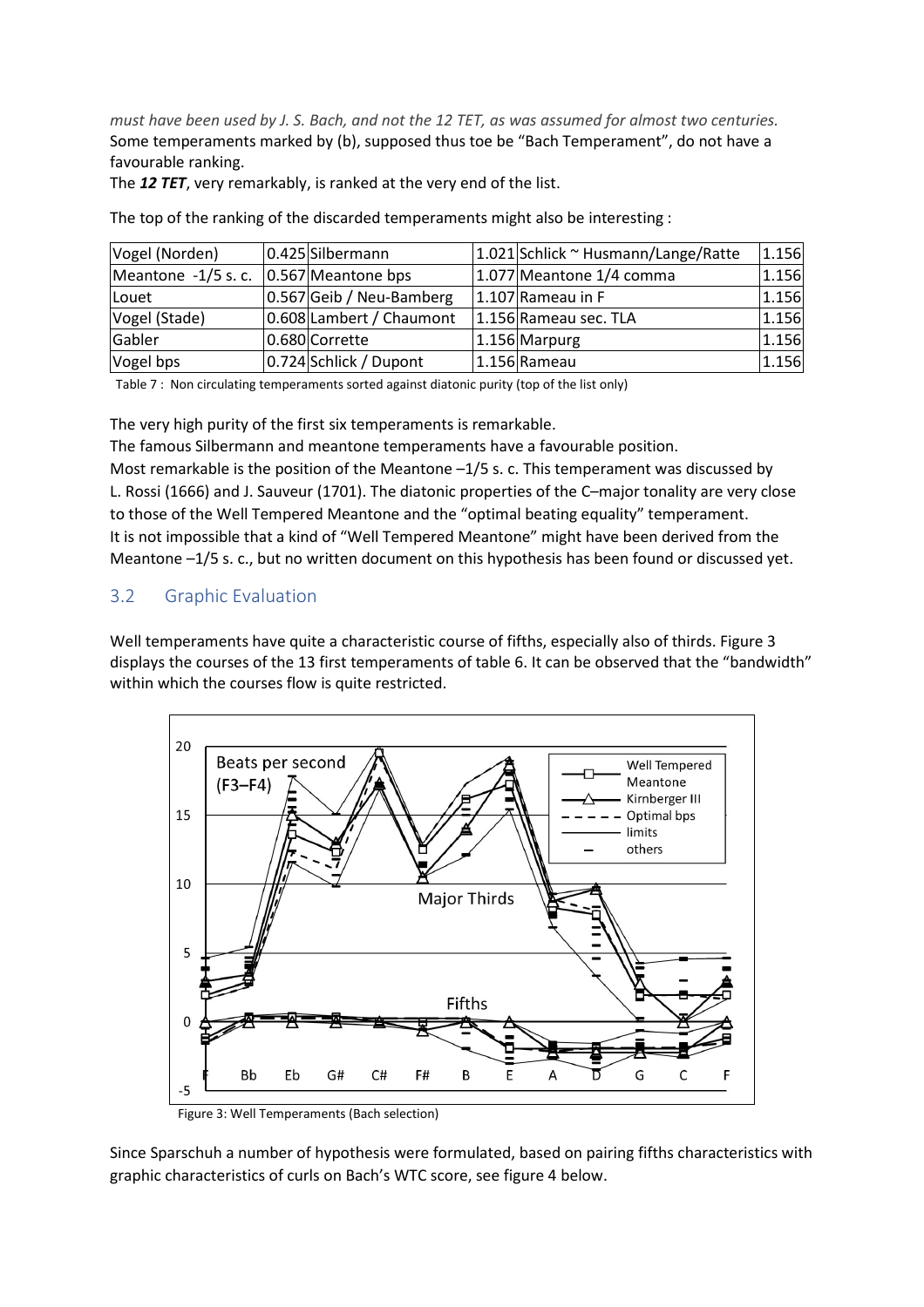*must have been used by J. S. Bach, and not the 12 TET, as was assumed for almost two centuries.*
Some temperaments marked by (b), supposed thus toe be "Bach Temperament", do not have a favourable ranking.
The ***12 TET***, very remarkably, is ranked at the very end of the list.

The top of the ranking of the discarded temperaments might also be interesting :

| | | | | | |
|---|---|---|---|---|---|
| Vogel (Norden) | 0.425 | Silbermann | 1.021 | Schlick ~ Husmann/Lange/Ratte | 1.156 |
| Meantone -1/5 s. c. | 0.567 | Meantone bps | 1.077 | Meantone 1/4 comma | 1.156 |
| Louet | 0.567 | Geib / Neu-Bamberg | 1.107 | Rameau in F | 1.156 |
| Vogel (Stade) | 0.608 | Lambert / Chaumont | 1.156 | Rameau sec. TLA | 1.156 |
| Gabler | 0.680 | Corrette | 1.156 | Marpurg | 1.156 |
| Vogel bps | 0.724 | Schlick / Dupont | 1.156 | Rameau | 1.156 |

Table 7 : Non circulating temperaments sorted against diatonic purity (top of the list only)

The very high purity of the first six temperaments is remarkable.
The famous Silbermann and meantone temperaments have a favourable position.
Most remarkable is the position of the Meantone –1/5 s. c. This temperament was discussed by L. Rossi (1666) and J. Sauveur (1701). The diatonic properties of the C–major tonality are very close to those of the Well Tempered Meantone and the "optimal beating equality" temperament.
It is not impossible that a kind of "Well Tempered Meantone" might have been derived from the Meantone –1/5 s. c., but no written document on this hypothesis has been found or discussed yet.

## 3.2 Graphic Evaluation

Well temperaments have quite a characteristic course of fifths, especially also of thirds. Figure 3 displays the courses of the 13 first temperaments of table 6. It can be observed that the "bandwidth" within which the courses flow is quite restricted.

Figure 3: Well Temperaments (Bach selection)

Since Sparschuh a number of hypothesis were formulated, based on pairing fifths characteristics with graphic characteristics of curls on Bach's WTC score, see figure 4 below.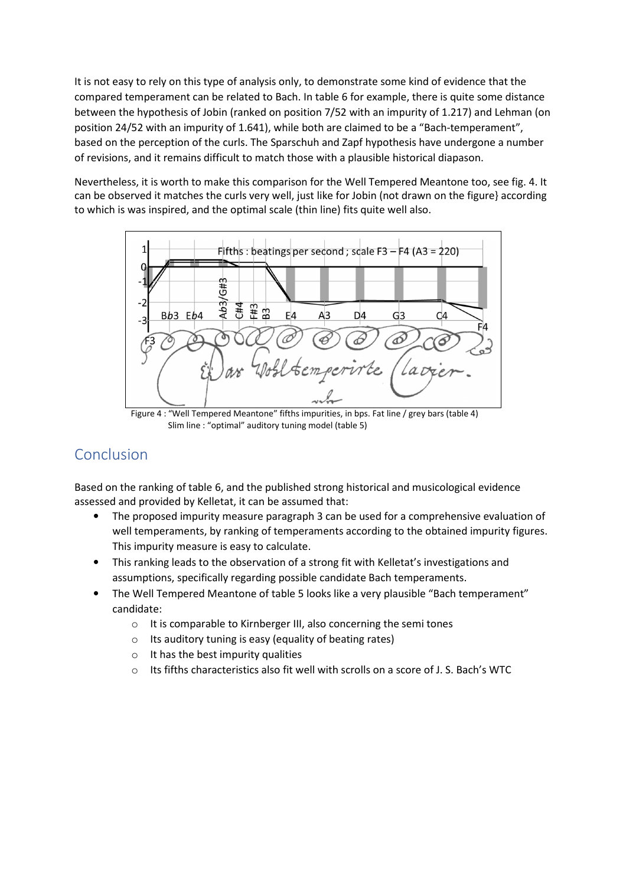It is not easy to rely on this type of analysis only, to demonstrate some kind of evidence that the compared temperament can be related to Bach. In table 6 for example, there is quite some distance between the hypothesis of Jobin (ranked on position 7/52 with an impurity of 1.217) and Lehman (on position 24/52 with an impurity of 1.641), while both are claimed to be a "Bach-temperament", based on the perception of the curls. The Sparschuh and Zapf hypothesis have undergone a number of revisions, and it remains difficult to match those with a plausible historical diapason.

Nevertheless, it is worth to make this comparison for the Well Tempered Meantone too, see fig. 4. It can be observed it matches the curls very well, just like for Jobin (not drawn on the figure} according to which is was inspired, and the optimal scale (thin line) fits quite well also.

Figure 4 : "Well Tempered Meantone" fifths impurities, in bps. Fat line / grey bars (table 4) Slim line : "optimal" auditory tuning model (table 5)

## Conclusion

Based on the ranking of table 6, and the published strong historical and musicological evidence assessed and provided by Kelletat, it can be assumed that:

- The proposed impurity measure paragraph 3 can be used for a comprehensive evaluation of well temperaments, by ranking of temperaments according to the obtained impurity figures. This impurity measure is easy to calculate.
- This ranking leads to the observation of a strong fit with Kelletat's investigations and assumptions, specifically regarding possible candidate Bach temperaments.
- The Well Tempered Meantone of table 5 looks like a very plausible "Bach temperament" candidate:
  - It is comparable to Kirnberger III, also concerning the semi tones
  - Its auditory tuning is easy (equality of beating rates)
  - It has the best impurity qualities
  - Its fifths characteristics also fit well with scrolls on a score of J. S. Bach's WTC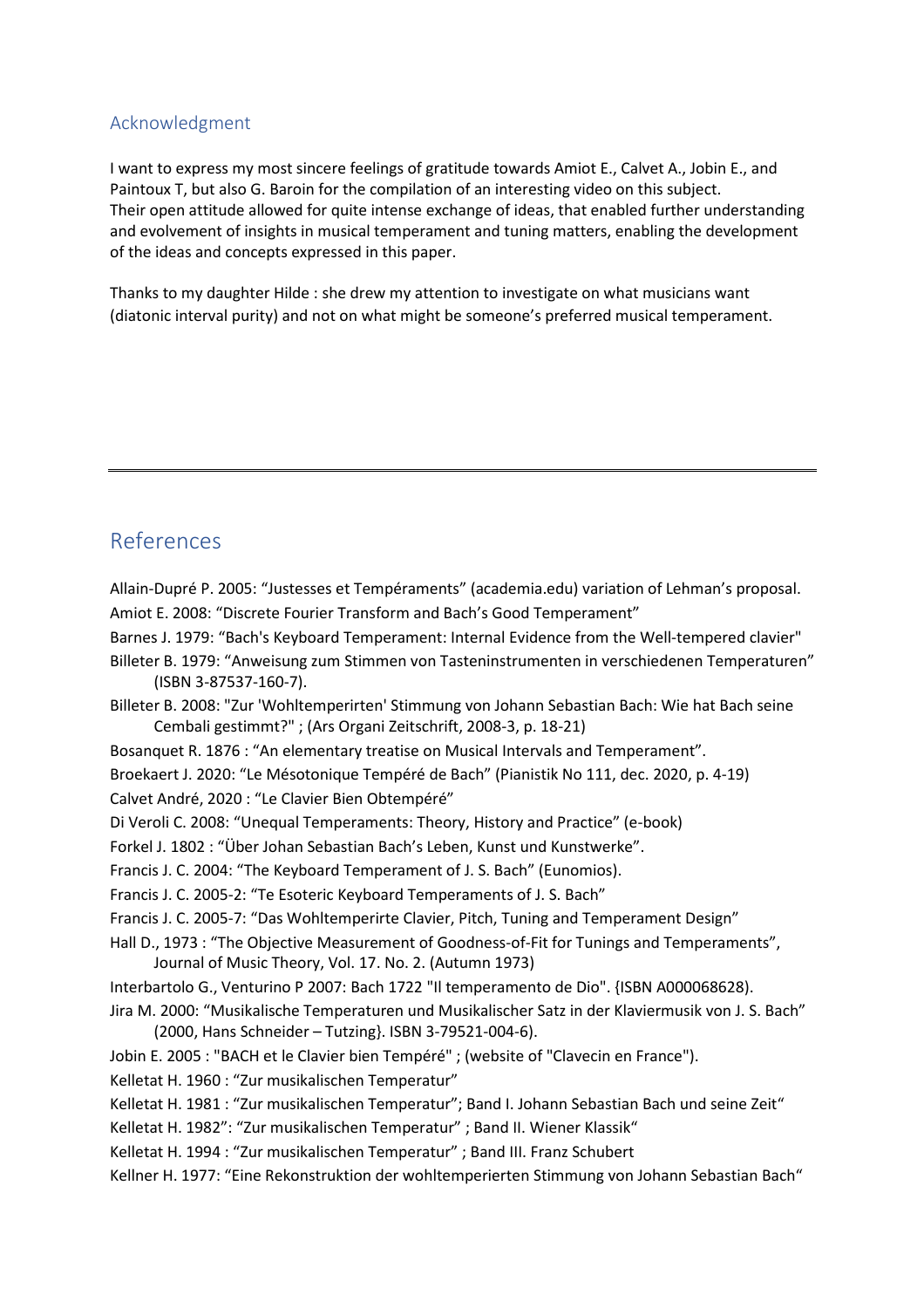## Acknowledgment

I want to express my most sincere feelings of gratitude towards Amiot E., Calvet A., Jobin E., and Paintoux T, but also G. Baroin for the compilation of an interesting video on this subject. Their open attitude allowed for quite intense exchange of ideas, that enabled further understanding and evolvement of insights in musical temperament and tuning matters, enabling the development of the ideas and concepts expressed in this paper.

Thanks to my daughter Hilde : she drew my attention to investigate on what musicians want (diatonic interval purity) and not on what might be someone's preferred musical temperament.

---

# References

Allain-Dupré P. 2005: "Justesses et Tempéraments" (academia.edu) variation of Lehman's proposal.

Amiot E. 2008: "Discrete Fourier Transform and Bach's Good Temperament"

Barnes J. 1979: "Bach's Keyboard Temperament: Internal Evidence from the Well-tempered clavier"

Billeter B. 1979: "Anweisung zum Stimmen von Tasteninstrumenten in verschiedenen Temperaturen" (ISBN 3-87537-160-7).

Billeter B. 2008: "Zur 'Wohltemperirten' Stimmung von Johann Sebastian Bach: Wie hat Bach seine Cembali gestimmt?" ; (Ars Organi Zeitschrift, 2008-3, p. 18-21)

Bosanquet R. 1876 : "An elementary treatise on Musical Intervals and Temperament".

Broekaert J. 2020: "Le Mésotonique Tempéré de Bach" (Pianistik No 111, dec. 2020, p. 4-19)

Calvet André, 2020 : "Le Clavier Bien Obtempéré"

Di Veroli C. 2008: "Unequal Temperaments: Theory, History and Practice" (e-book)

Forkel J. 1802 : "Über Johan Sebastian Bach's Leben, Kunst und Kunstwerke".

Francis J. C. 2004: "The Keyboard Temperament of J. S. Bach" (Eunomios).

Francis J. C. 2005-2: "Te Esoteric Keyboard Temperaments of J. S. Bach"

Francis J. C. 2005-7: "Das Wohltemperirte Clavier, Pitch, Tuning and Temperament Design"

Hall D., 1973 : "The Objective Measurement of Goodness-of-Fit for Tunings and Temperaments", Journal of Music Theory, Vol. 17. No. 2. (Autumn 1973)

Interbartolo G., Venturino P 2007: Bach 1722 "Il temperamento de Dio". {ISBN A000068628).

Jira M. 2000: "Musikalische Temperaturen und Musikalischer Satz in der Klaviermusik von J. S. Bach" (2000, Hans Schneider – Tutzing}. ISBN 3-79521-004-6).

Jobin E. 2005 : "BACH et le Clavier bien Tempéré" ; (website of "Clavecin en France").

Kelletat H. 1960 : "Zur musikalischen Temperatur"

Kelletat H. 1981 : "Zur musikalischen Temperatur"; Band I. Johann Sebastian Bach und seine Zeit"

Kelletat H. 1982": "Zur musikalischen Temperatur" ; Band II. Wiener Klassik"

Kelletat H. 1994 : "Zur musikalischen Temperatur" ; Band III. Franz Schubert

Kellner H. 1977: "Eine Rekonstruktion der wohltemperierten Stimmung von Johann Sebastian Bach"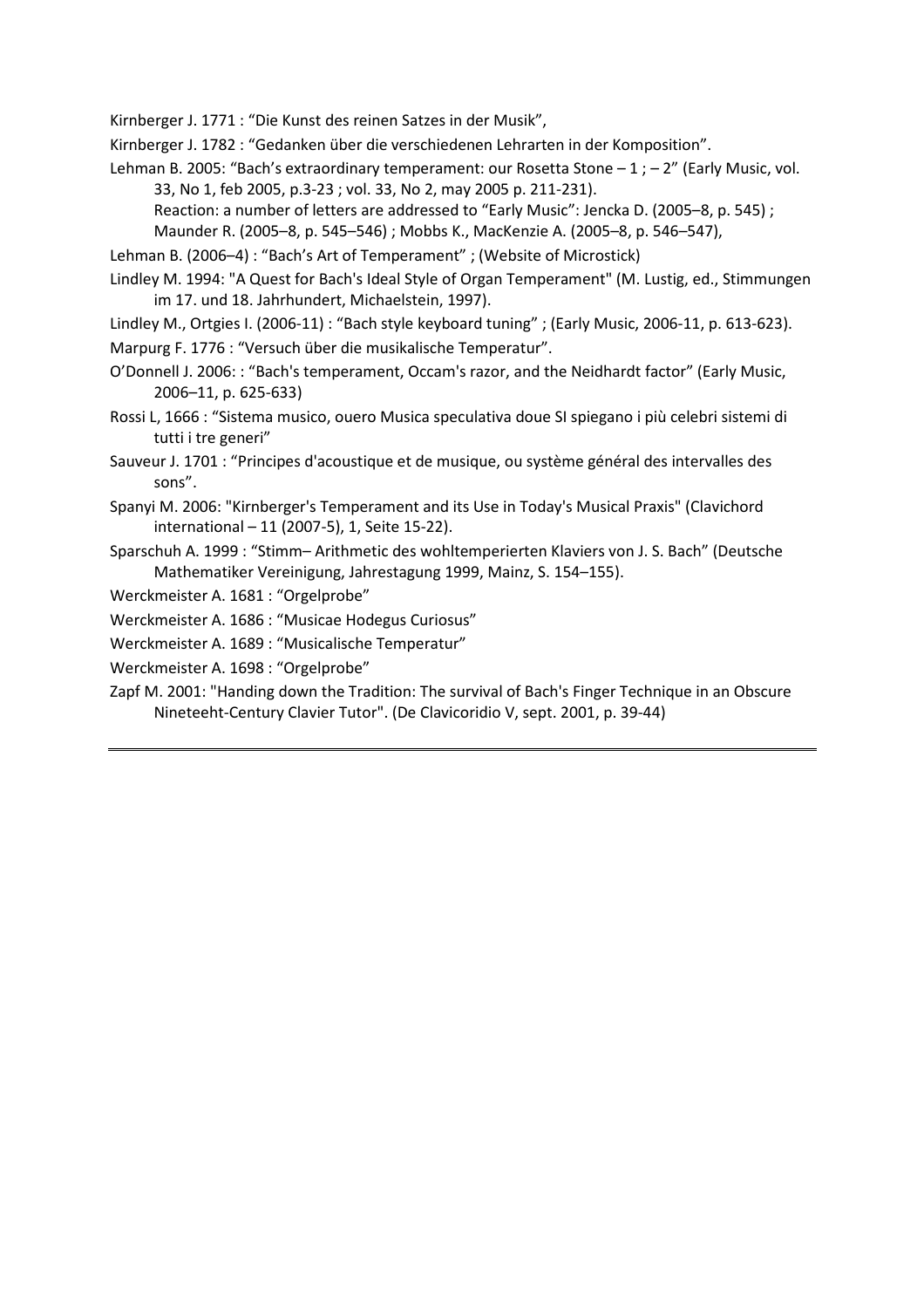Kirnberger J. 1771 : “Die Kunst des reinen Satzes in der Musik”,

Kirnberger J. 1782 : “Gedanken über die verschiedenen Lehrarten in der Komposition”.

Lehman B. 2005: “Bach’s extraordinary temperament: our Rosetta Stone – 1 ; – 2” (Early Music, vol. 33, No 1, feb 2005, p.3-23 ; vol. 33, No 2, may 2005 p. 211-231).
Reaction: a number of letters are addressed to “Early Music”: Jencka D. (2005–8, p. 545) ; Maunder R. (2005–8, p. 545–546) ; Mobbs K., MacKenzie A. (2005–8, p. 546–547),

Lehman B. (2006–4) : “Bach’s Art of Temperament” ; (Website of Microstick)

Lindley M. 1994: "A Quest for Bach's Ideal Style of Organ Temperament" (M. Lustig, ed., Stimmungen im 17. und 18. Jahrhundert, Michaelstein, 1997).

Lindley M., Ortgies I. (2006-11) : “Bach style keyboard tuning” ; (Early Music, 2006-11, p. 613-623).

Marpurg F. 1776 : “Versuch über die musikalische Temperatur”.

O’Donnell J. 2006: : “Bach's temperament, Occam's razor, and the Neidhardt factor” (Early Music, 2006–11, p. 625-633)

Rossi L, 1666 : “Sistema musico, ouero Musica speculativa doue SI spiegano i più celebri sistemi di tutti i tre generi”

Sauveur J. 1701 : “Principes d'acoustique et de musique, ou système général des intervalles des sons”.

Spanyi M. 2006: "Kirnberger's Temperament and its Use in Today's Musical Praxis" (Clavichord international – 11 (2007-5), 1, Seite 15-22).

Sparschuh A. 1999 : “Stimm– Arithmetic des wohltemperierten Klaviers von J. S. Bach” (Deutsche Mathematiker Vereinigung, Jahrestagung 1999, Mainz, S. 154–155).

Werckmeister A. 1681 : “Orgelprobe”

Werckmeister A. 1686 : “Musicae Hodegus Curiosus”

Werckmeister A. 1689 : “Musicalische Temperatur”

Werckmeister A. 1698 : “Orgelprobe”

Zapf M. 2001: "Handing down the Tradition: The survival of Bach's Finger Technique in an Obscure Nineteeht-Century Clavier Tutor". (De Clavicoridio V, sept. 2001, p. 39-44)

---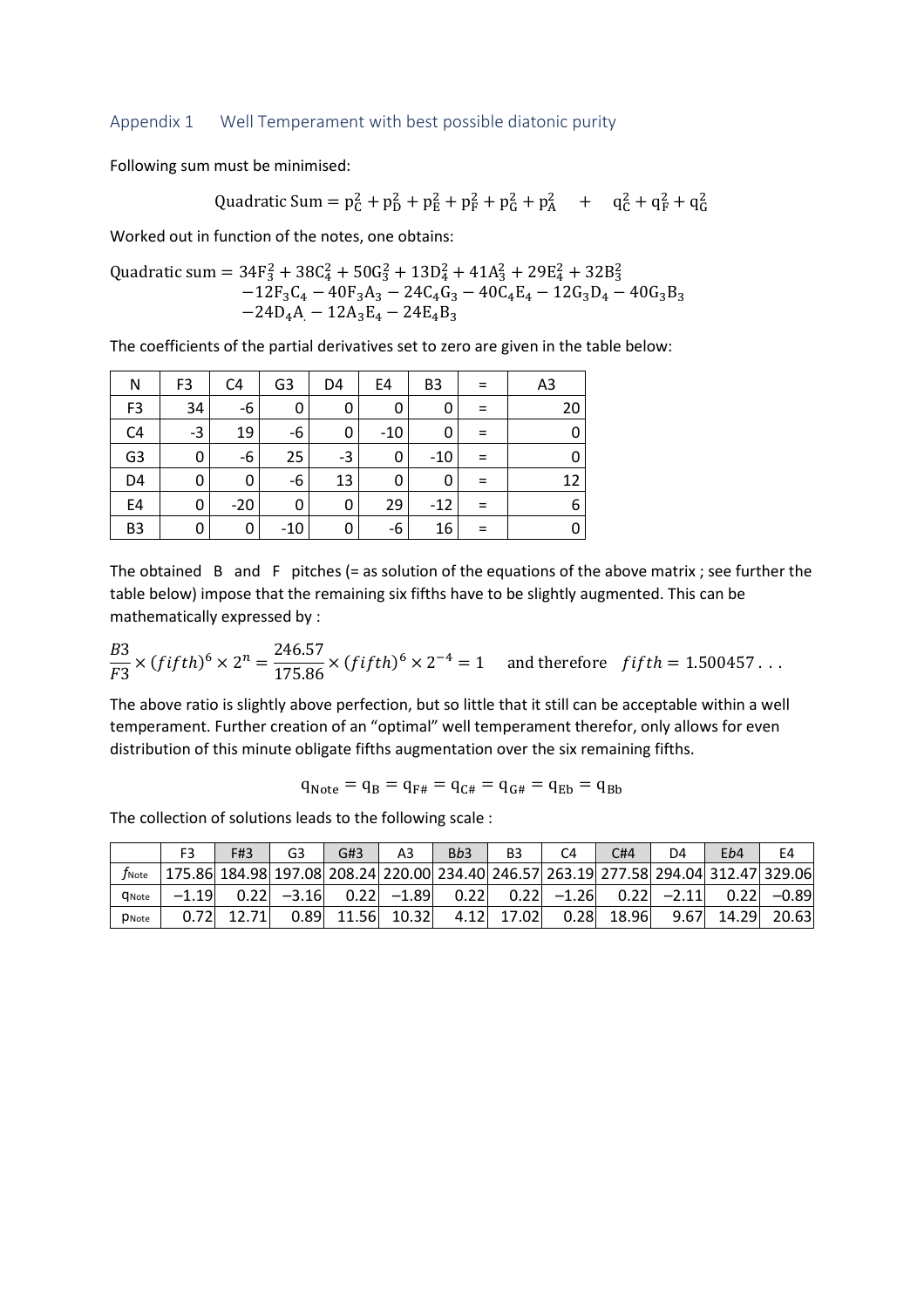## Appendix 1 Well Temperament with best possible diatonic purity

Following sum must be minimised:

$$\text{Quadratic Sum} = p_C^2 + p_D^2 + p_E^2 + p_F^2 + p_G^2 + p_A^2 \quad + \quad q_C^2 + q_F^2 + q_G^2$$

Worked out in function of the notes, one obtains:

$$\begin{aligned}\text{Quadratic sum} = {} & 34F_3^2 + 38C_4^2 + 50G_3^2 + 13D_4^2 + 41A_3^2 + 29E_4^2 + 32B_3^2 \\ & -12F_3C_4 - 40F_3A_3 - 24C_4G_3 - 40C_4E_4 - 12G_3D_4 - 40G_3B_3 \\ & -24D_4A - 12A_3E_4 - 24E_4B_3\end{aligned}$$

The coefficients of the partial derivatives set to zero are given in the table below:

| N | F3 | C4 | G3 | D4 | E4 | B3 | = | A3 |
|---|---|---|---|---|---|---|---|---|
| F3 | 34 | -6 | 0 | 0 | 0 | 0 | = | 20 |
| C4 | -3 | 19 | -6 | 0 | -10 | 0 | = | 0 |
| G3 | 0 | -6 | 25 | -3 | 0 | -10 | = | 0 |
| D4 | 0 | 0 | -6 | 13 | 0 | 0 | = | 12 |
| E4 | 0 | -20 | 0 | 0 | 29 | -12 | = | 6 |
| B3 | 0 | 0 | -10 | 0 | -6 | 16 | = | 0 |

The obtained B and F pitches (= as solution of the equations of the above matrix ; see further the table below) impose that the remaining six fifths have to be slightly augmented. This can be mathematically expressed by :

$$\frac{B3}{F3} \times (fifth)^6 \times 2^n = \frac{246.57}{175.86} \times (fifth)^6 \times 2^{-4} = 1 \quad \text{and therefore} \quad fifth = 1.500457\ldots$$

The above ratio is slightly above perfection, but so little that it still can be acceptable within a well temperament. Further creation of an "optimal" well temperament therefor, only allows for even distribution of this minute obligate fifths augmentation over the six remaining fifths.

$$q_{\text{Note}} = q_B = q_{F\#} = q_{C\#} = q_{G\#} = q_{Eb} = q_{Bb}$$

The collection of solutions leads to the following scale :

| | F3 | F#3 | G3 | G#3 | A3 | B*b*3 | B3 | C4 | C#4 | D4 | E*b*4 | E4 |
|---|---|---|---|---|---|---|---|---|---|---|---|---|
| $f_{\text{Note}}$ | 175.86 | 184.98 | 197.08 | 208.24 | 220.00 | 234.40 | 246.57 | 263.19 | 277.58 | 294.04 | 312.47 | 329.06 |
| $q_{\text{Note}}$ | −1.19 | 0.22 | −3.16 | 0.22 | −1.89 | 0.22 | 0.22 | −1.26 | 0.22 | −2.11 | 0.22 | −0.89 |
| $p_{\text{Note}}$ | 0.72 | 12.71 | 0.89 | 11.56 | 10.32 | 4.12 | 17.02 | 0.28 | 18.96 | 9.67 | 14.29 | 20.63 |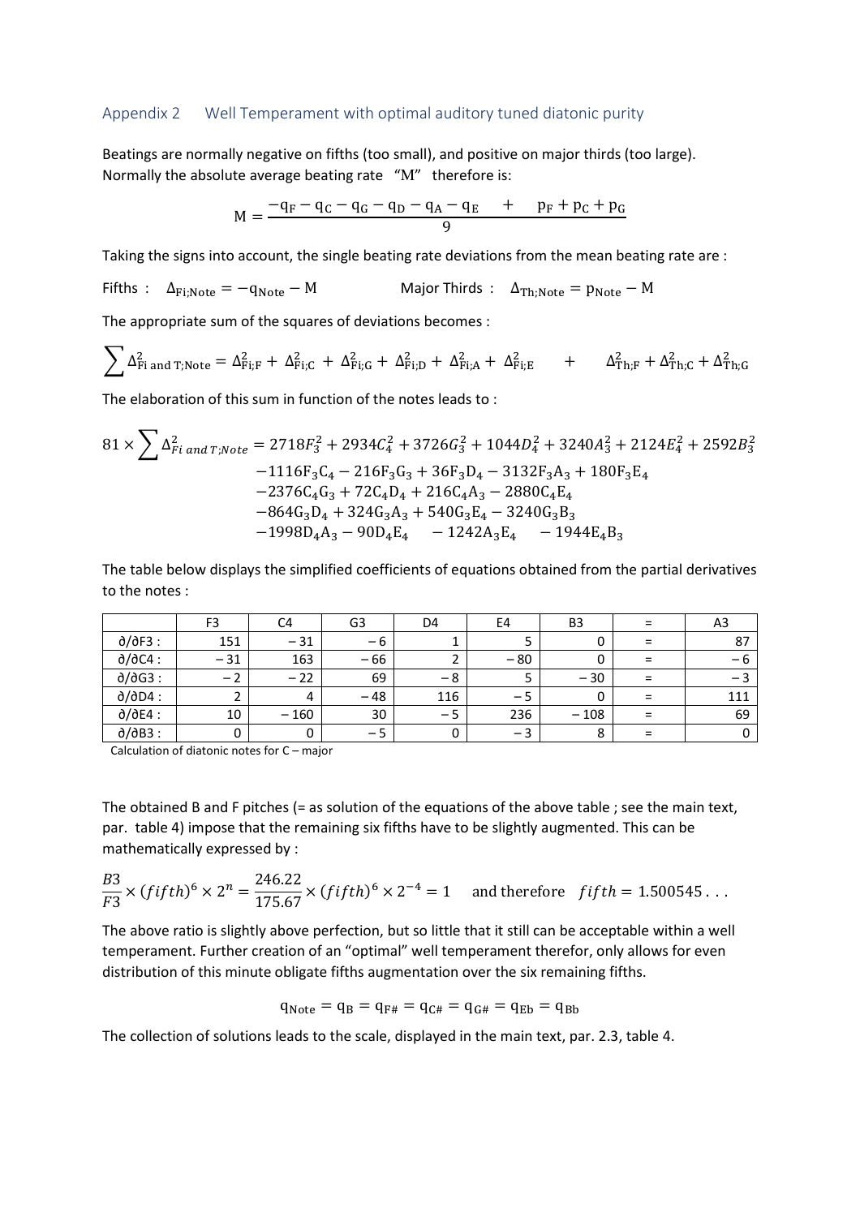## Appendix 2 Well Temperament with optimal auditory tuned diatonic purity

Beatings are normally negative on fifths (too small), and positive on major thirds (too large). Normally the absolute average beating rate "M" therefore is:

$$\mathrm{M} = \frac{-\mathrm{q_F} - \mathrm{q_C} - \mathrm{q_G} - \mathrm{q_D} - \mathrm{q_A} - \mathrm{q_E} \quad + \quad \mathrm{p_F} + \mathrm{p_C} + \mathrm{p_G}}{9}$$

Taking the signs into account, the single beating rate deviations from the mean beating rate are :

Fifths : $\Delta_{\mathrm{Fi;Note}} = -\mathrm{q_{Note}} - \mathrm{M}$ Major Thirds : $\Delta_{\mathrm{Th;Note}} = \mathrm{p_{Note}} - \mathrm{M}$

The appropriate sum of the squares of deviations becomes :

$$\sum \Delta^2_{\mathrm{Fi\ and\ T;Note}} = \Delta^2_{\mathrm{Fi;F}} + \Delta^2_{\mathrm{Fi;C}} + \Delta^2_{\mathrm{Fi;G}} + \Delta^2_{\mathrm{Fi;D}} + \Delta^2_{\mathrm{Fi;A}} + \Delta^2_{\mathrm{Fi;E}} \quad + \quad \Delta^2_{\mathrm{Th;F}} + \Delta^2_{\mathrm{Th;C}} + \Delta^2_{\mathrm{Th;G}}$$

The elaboration of this sum in function of the notes leads to :

$$\begin{aligned} 81 \times \sum \Delta^2_{Fi\ and\ T;Note} = {} & 2718F_3^2 + 2934C_4^2 + 3726G_3^2 + 1044D_4^2 + 3240A_3^2 + 2124E_4^2 + 2592B_3^2 \\ & -1116\mathrm{F_3C_4} - 216\mathrm{F_3G_3} + 36\mathrm{F_3D_4} - 3132\mathrm{F_3A_3} + 180\mathrm{F_3E_4} \\ & -2376\mathrm{C_4G_3} + 72\mathrm{C_4D_4} + 216\mathrm{C_4A_3} - 2880\mathrm{C_4E_4} \\ & -864\mathrm{G_3D_4} + 324\mathrm{G_3A_3} + 540\mathrm{G_3E_4} - 3240\mathrm{G_3B_3} \\ & -1998\mathrm{D_4A_3} - 90\mathrm{D_4E_4} \quad - 1242\mathrm{A_3E_4} \quad - 1944\mathrm{E_4B_3} \end{aligned}$$

The table below displays the simplified coefficients of equations obtained from the partial derivatives to the notes :

| | F3 | C4 | G3 | D4 | E4 | B3 | = | A3 |
|---|---|---|---|---|---|---|---|---|
| ∂/∂F3 : | 151 | − 31 | − 6 | 1 | 5 | 0 | = | 87 |
| ∂/∂C4 : | − 31 | 163 | − 66 | 2 | − 80 | 0 | = | − 6 |
| ∂/∂G3 : | − 2 | − 22 | 69 | − 8 | 5 | − 30 | = | − 3 |
| ∂/∂D4 : | 2 | 4 | − 48 | 116 | − 5 | 0 | = | 111 |
| ∂/∂E4 : | 10 | − 160 | 30 | − 5 | 236 | − 108 | = | 69 |
| ∂/∂B3 : | 0 | 0 | − 5 | 0 | − 3 | 8 | = | 0 |

Calculation of diatonic notes for C – major

The obtained B and F pitches (= as solution of the equations of the above table ; see the main text, par. table 4) impose that the remaining six fifths have to be slightly augmented. This can be mathematically expressed by :

$$\frac{B3}{F3} \times (fifth)^6 \times 2^n = \frac{246.22}{175.67} \times (fifth)^6 \times 2^{-4} = 1 \quad \text{and therefore} \quad fifth = 1.500545\ldots$$

The above ratio is slightly above perfection, but so little that it still can be acceptable within a well temperament. Further creation of an "optimal" well temperament therefor, only allows for even distribution of this minute obligate fifths augmentation over the six remaining fifths.

$$\mathrm{q_{Note}} = \mathrm{q_B} = \mathrm{q_{F\#}} = \mathrm{q_{C\#}} = \mathrm{q_{G\#}} = \mathrm{q_{Eb}} = \mathrm{q_{Bb}}$$

The collection of solutions leads to the scale, displayed in the main text, par. 2.3, table 4.